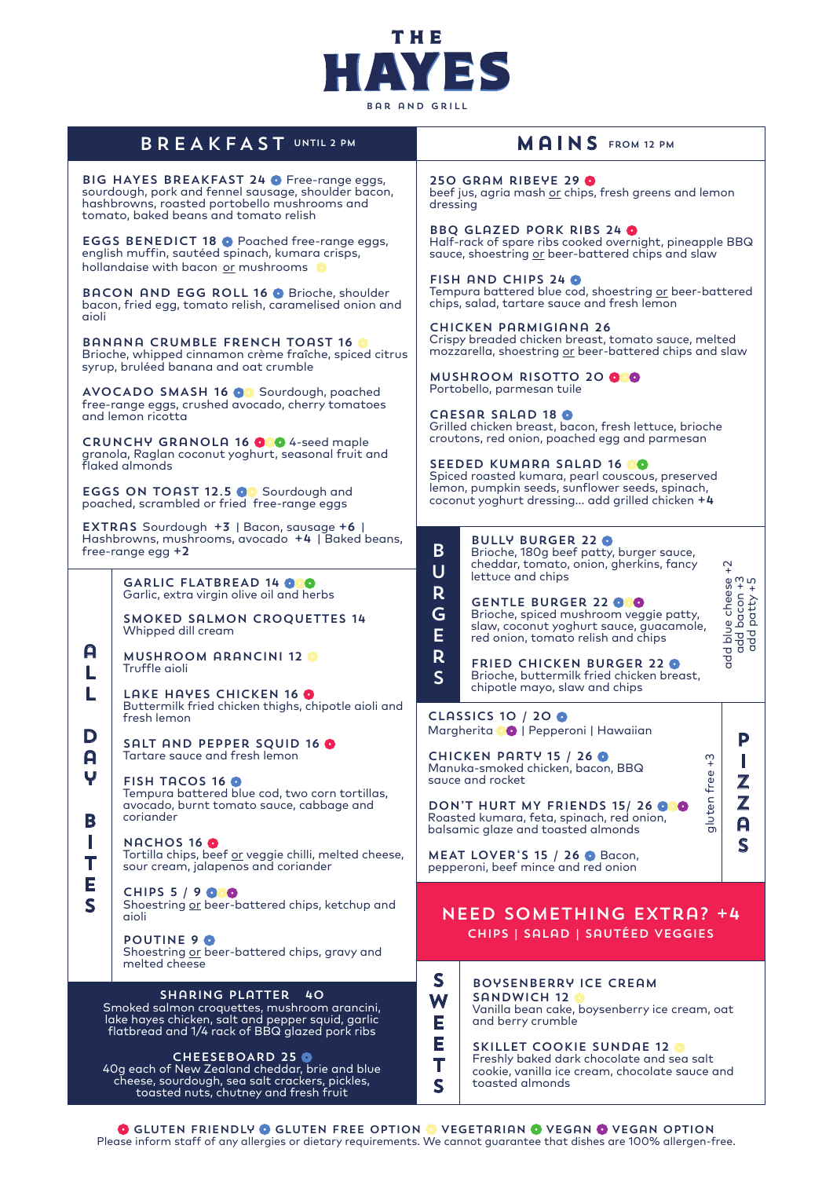# THE HAYES

BAR AND GRILL

## BREAKFAST UNTIL 2 PM

**BIG HAYES BREAKFAST 24** (gluten free option) Free-range eggs, sourdough, pork and fennel sausage, shoulder bacon, hashbrowns, roasted portobello mushrooms and tomato, baked beans and tomato relish

**EGGS BENEDICT 18** (gluten free option) Poached free-range eggs, english muffin, sautéed spinach, kumara crisps, hollandaise with bacon or mushrooms (vegetarian)

**BACON AND EGG ROLL 16** (gluten free option) Brioche, shoulder bacon, fried egg, tomato relish, caramelised onion and aioli

**BANANA CRUMBLE FRENCH TOAST 16** (vegetarian) Brioche, whipped cinnamon crème fraîche, spiced citrus syrup, bruléed banana and oat crumble

**AVOCADO SMASH 16** (gluten free option, vegetarian) Sourdough, poached free-range eggs, crushed avocado, cherry tomatoes and lemon ricotta

**CRUNCHY GRANOLA 16** (gluten friendly, vegetarian, vegan) 4-seed maple granola, Raglan coconut yoghurt, seasonal fruit and flaked almonds

**EGGS ON TOAST 12.5** (gluten free option, vegetarian) Sourdough and poached, scrambled or fried free-range eggs

**EXTRAS** Sourdough **+3** | Bacon, sausage **+6** | Hashbrowns, mushrooms, avocado **+4** | Baked beans, free-range egg **+2**

## ALL DAY BITES

**GARLIC FLATBREAD 14** (gluten free option, vegetarian, vegan) Garlic, extra virgin olive oil and herbs

**SMOKED SALMON CROQUETTES 14** Whipped dill cream

**MUSHROOM ARANCINI 12** (vegetarian) Truffle aioli

**LAKE HAYES CHICKEN 16** (gluten friendly) Buttermilk fried chicken thighs, chipotle aioli and fresh lemon

**SALT AND PEPPER SQUID 16** (gluten friendly) Tartare sauce and fresh lemon

**FISH TACOS 16** (gluten free option) Tempura battered blue cod, two corn tortillas, avocado, burnt tomato sauce, cabbage and coriander

**NACHOS 16** (gluten friendly) Tortilla chips, beef or veggie chilli, melted cheese, sour cream, jalapenos and coriander

**CHIPS 5 / 9** (gluten free option, vegetarian, vegan option) Shoestring or beer-battered chips, ketchup and aioli

**POUTINE 9** (gluten free option) Shoestring or beer-battered chips, gravy and melted cheese

**SHARING PLATTER 40**
Smoked salmon croquettes, mushroom arancini, lake hayes chicken, salt and pepper squid, garlic flatbread and 1/4 rack of BBQ glazed pork ribs

**CHEESEBOARD 25** (gluten free option)
40g each of New Zealand cheddar, brie and blue cheese, sourdough, sea salt crackers, pickles, toasted nuts, chutney and fresh fruit

## MAINS FROM 12 PM

**250 GRAM RIBEYE 29** (gluten friendly) beef jus, agria mash or chips, fresh greens and lemon dressing

**BBQ GLAZED PORK RIBS 24** (gluten friendly) Half-rack of spare ribs cooked overnight, pineapple BBQ sauce, shoestring or beer-battered chips and slaw

**FISH AND CHIPS 24** (gluten free option) Tempura battered blue cod, shoestring or beer-battered chips, salad, tartare sauce and fresh lemon

**CHICKEN PARMIGIANA 26** Crispy breaded chicken breast, tomato sauce, melted mozzarella, shoestring or beer-battered chips and slaw

**MUSHROOM RISOTTO 20** (gluten friendly, vegetarian, vegan option) Portobello, parmesan tuile

**CAESAR SALAD 18** (gluten free option) Grilled chicken breast, bacon, fresh lettuce, brioche croutons, red onion, poached egg and parmesan

**SEEDED KUMARA SALAD 16** (vegetarian, vegan) Spiced roasted kumara, pearl couscous, preserved lemon, pumpkin seeds, sunflower seeds, spinach, coconut yoghurt dressing... add grilled chicken **+4**

## BURGERS

**BULLY BURGER 22** (gluten free option) Brioche, 180g beef patty, burger sauce, cheddar, tomato, onion, gherkins, fancy lettuce and chips

**GENTLE BURGER 22** (gluten free option, vegetarian, vegan option) Brioche, spiced mushroom veggie patty, slaw, coconut yoghurt sauce, guacamole, red onion, tomato relish and chips

**FRIED CHICKEN BURGER 22** (gluten free option) Brioche, buttermilk fried chicken breast, chipotle mayo, slaw and chips

add blue cheese +2 | add bacon +3 | add patty +5

## PIZZAS

**CLASSICS 10 / 20** (gluten free option)
Margherita (vegetarian, vegan option) | Pepperoni | Hawaiian

**CHICKEN PARTY 15 / 26** (gluten free option) Manuka-smoked chicken, bacon, BBQ sauce and rocket

**DON'T HURT MY FRIENDS 15/ 26** (gluten free option, vegetarian, vegan option) Roasted kumara, feta, spinach, red onion, balsamic glaze and toasted almonds

**MEAT LOVER'S 15 / 26** (gluten free option) Bacon, pepperoni, beef mince and red onion

gluten free +3

## NEED SOMETHING EXTRA? +4

CHIPS | SALAD | SAUTÉED VEGGIES

## SWEETS

**BOYSENBERRY ICE CREAM SANDWICH 12** (vegetarian) Vanilla bean cake, boysenberry ice cream, oat and berry crumble

**SKILLET COOKIE SUNDAE 12** (vegetarian) Freshly baked dark chocolate and sea salt cookie, vanilla ice cream, chocolate sauce and toasted almonds

---

GLUTEN FRIENDLY | GLUTEN FREE OPTION | VEGETARIAN | VEGAN | VEGAN OPTION

Please inform staff of any allergies or dietary requirements. We cannot guarantee that dishes are 100% allergen-free.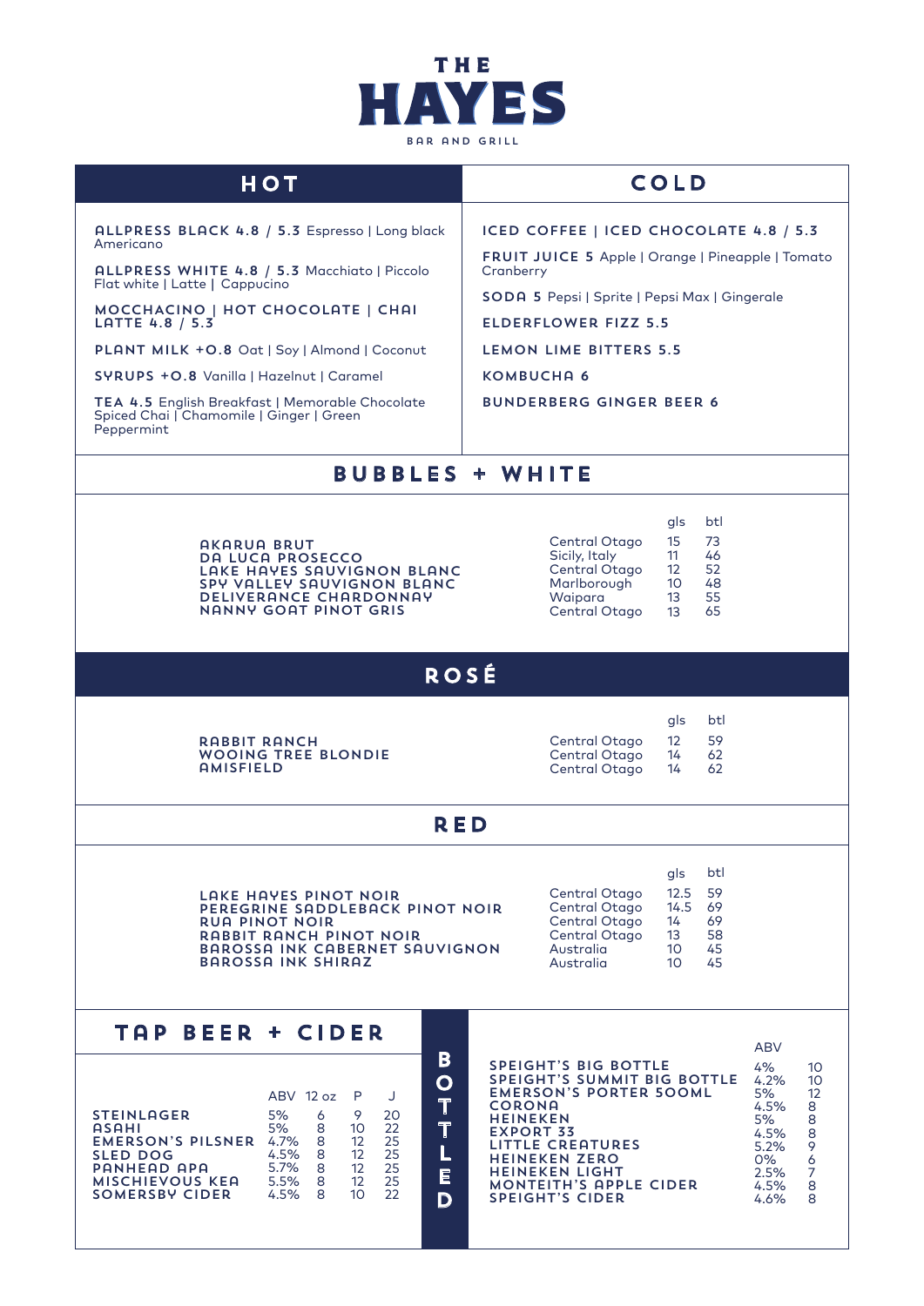# THE HAYES

BAR AND GRILL

## HOT

**ALLPRESS BLACK 4.8 / 5.3** Espresso | Long black Americano

**ALLPRESS WHITE 4.8 / 5.3** Macchiato | Piccolo Flat white | Latte | Cappucino

**MOCCHACINO | HOT CHOCOLATE | CHAI LATTE 4.8 / 5.3**

**PLANT MILK +0.8** Oat | Soy | Almond | Coconut

**SYRUPS +0.8** Vanilla | Hazelnut | Caramel

**TEA 4.5** English Breakfast | Memorable Chocolate Spiced Chai | Chamomile | Ginger | Green Peppermint

## COLD

**ICED COFFEE | ICED CHOCOLATE 4.8 / 5.3**

**FRUIT JUICE 5** Apple | Orange | Pineapple | Tomato Cranberry

**SODA 5** Pepsi | Sprite | Pepsi Max | Gingerale

**ELDERFLOWER FIZZ 5.5**

**LEMON LIME BITTERS 5.5**

**KOMBUCHA 6**

**BUNDERBERG GINGER BEER 6**

## BUBBLES + WHITE

| | | gls | btl |
|---|---|---|---|
| AKARUA BRUT | Central Otago | 15 | 73 |
| DA LUCA PROSECCO | Sicily, Italy | 11 | 46 |
| LAKE HAYES SAUVIGNON BLANC | Central Otago | 12 | 52 |
| SPY VALLEY SAUVIGNON BLANC | Marlborough | 10 | 48 |
| DELIVERANCE CHARDONNAY | Waipara | 13 | 55 |
| NANNY GOAT PINOT GRIS | Central Otago | 13 | 65 |

## ROSÉ

| | | gls | btl |
|---|---|---|---|
| RABBIT RANCH | Central Otago | 12 | 59 |
| WOOING TREE BLONDIE | Central Otago | 14 | 62 |
| AMISFIELD | Central Otago | 14 | 62 |

## RED

| | | gls | btl |
|---|---|---|---|
| LAKE HAYES PINOT NOIR | Central Otago | 12.5 | 59 |
| PEREGRINE SADDLEBACK PINOT NOIR | Central Otago | 14.5 | 69 |
| RUA PINOT NOIR | Central Otago | 14 | 69 |
| RABBIT RANCH PINOT NOIR | Central Otago | 13 | 58 |
| BAROSSA INK CABERNET SAUVIGNON | Australia | 10 | 45 |
| BAROSSA INK SHIRAZ | Australia | 10 | 45 |

## TAP BEER + CIDER

| | ABV | 12 oz | P | J |
|---|---|---|---|---|
| STEINLAGER | 5% | 6 | 9 | 20 |
| ASAHI | 5% | 8 | 10 | 22 |
| EMERSON'S PILSNER | 4.7% | 8 | 12 | 25 |
| SLED DOG | 4.5% | 8 | 12 | 25 |
| PANHEAD APA | 5.7% | 8 | 12 | 25 |
| MISCHIEVOUS KEA | 5.5% | 8 | 12 | 25 |
| SOMERSBY CIDER | 4.5% | 8 | 10 | 22 |

## BOTTLED

| | ABV | |
|---|---|---|
| SPEIGHT'S BIG BOTTLE | 4% | 10 |
| SPEIGHT'S SUMMIT BIG BOTTLE | 4.2% | 10 |
| EMERSON'S PORTER 500ML | 5% | 12 |
| CORONA | 4.5% | 8 |
| HEINEKEN | 5% | 8 |
| EXPORT 33 | 4.5% | 8 |
| LITTLE CREATURES | 5.2% | 9 |
| HEINEKEN ZERO | 0% | 6 |
| HEINEKEN LIGHT | 2.5% | 7 |
| MONTEITH'S APPLE CIDER | 4.5% | 8 |
| SPEIGHT'S CIDER | 4.6% | 8 |